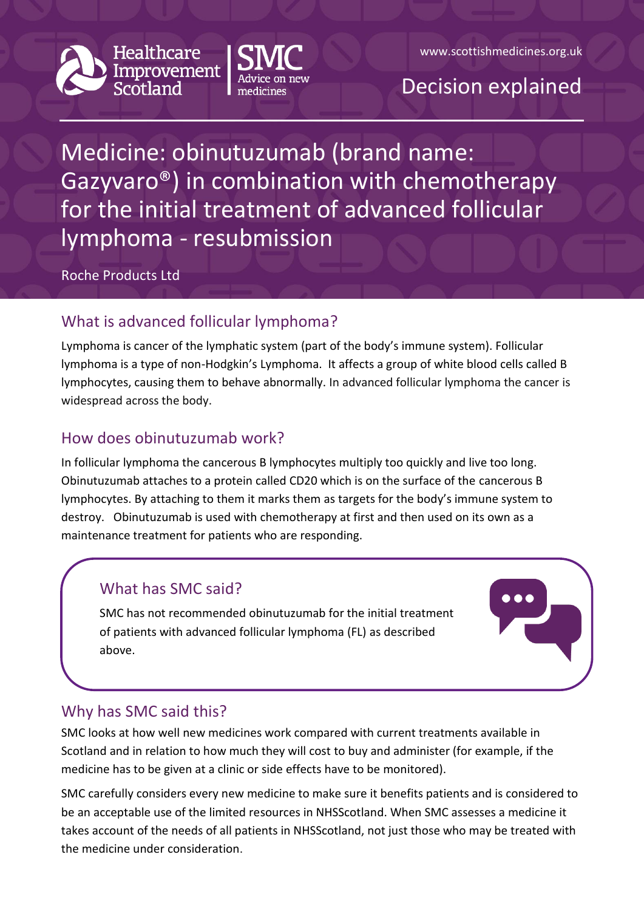Healthcare Improvement Scotland | SMC Advice on new medicines

www.scottishmedicines.org.uk

Decision explained

# Medicine: obinutuzumab (brand name: Gazyvaro®) in combination with chemotherapy for the initial treatment of advanced follicular lymphoma - resubmission

Roche Products Ltd

## What is advanced follicular lymphoma?

Lymphoma is cancer of the lymphatic system (part of the body's immune system). Follicular lymphoma is a type of non-Hodgkin's Lymphoma. It affects a group of white blood cells called B lymphocytes, causing them to behave abnormally. In advanced follicular lymphoma the cancer is widespread across the body.

## How does obinutuzumab work?

In follicular lymphoma the cancerous B lymphocytes multiply too quickly and live too long. Obinutuzumab attaches to a protein called CD20 which is on the surface of the cancerous B lymphocytes. By attaching to them it marks them as targets for the body's immune system to destroy. Obinutuzumab is used with chemotherapy at first and then used on its own as a maintenance treatment for patients who are responding.

## What has SMC said?

SMC has not recommended obinutuzumab for the initial treatment of patients with advanced follicular lymphoma (FL) as described above.

## Why has SMC said this?

SMC looks at how well new medicines work compared with current treatments available in Scotland and in relation to how much they will cost to buy and administer (for example, if the medicine has to be given at a clinic or side effects have to be monitored).

SMC carefully considers every new medicine to make sure it benefits patients and is considered to be an acceptable use of the limited resources in NHSScotland. When SMC assesses a medicine it takes account of the needs of all patients in NHSScotland, not just those who may be treated with the medicine under consideration.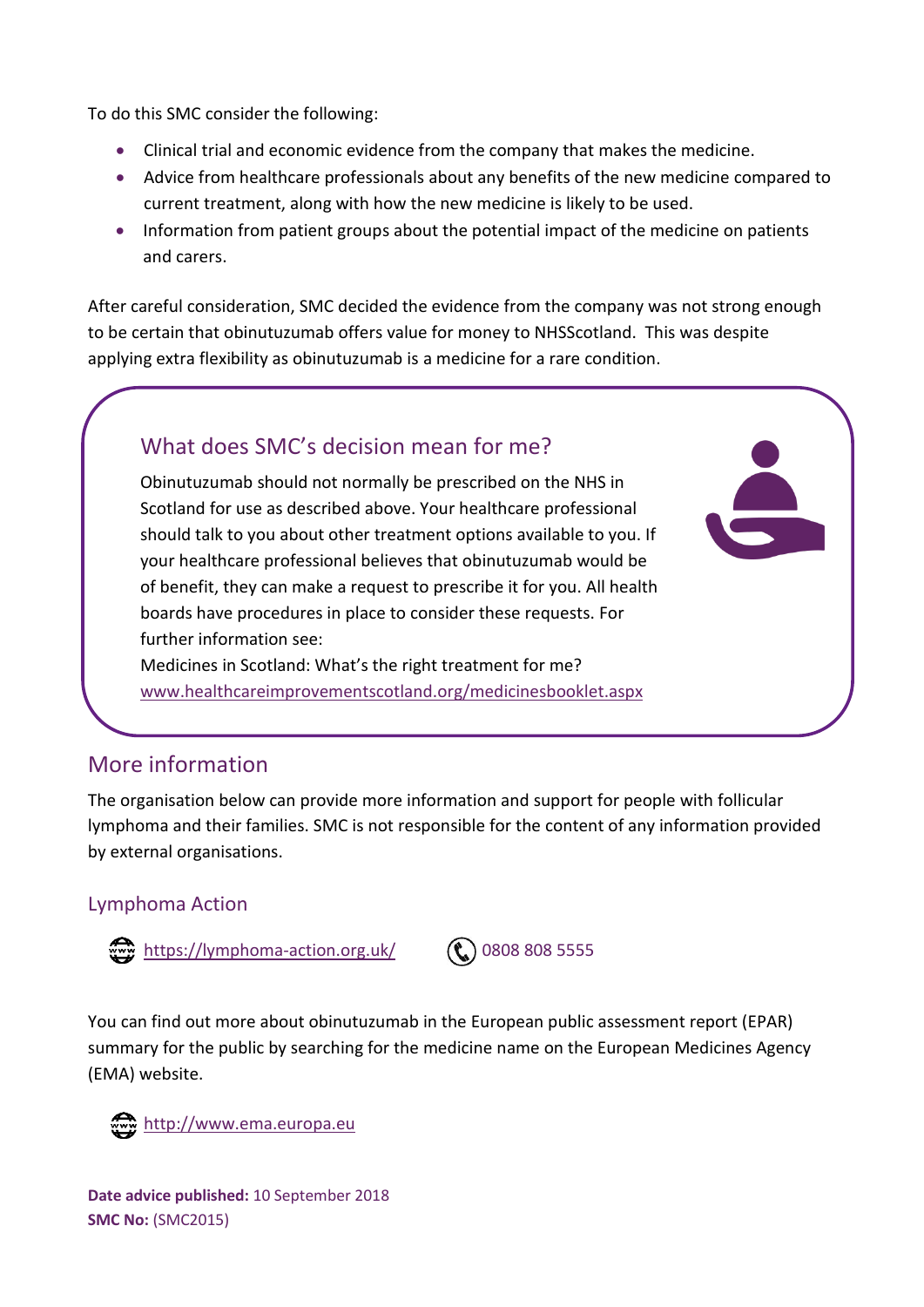To do this SMC consider the following:

- Clinical trial and economic evidence from the company that makes the medicine.
- Advice from healthcare professionals about any benefits of the new medicine compared to current treatment, along with how the new medicine is likely to be used.
- Information from patient groups about the potential impact of the medicine on patients and carers.

After careful consideration, SMC decided the evidence from the company was not strong enough to be certain that obinutuzumab offers value for money to NHSScotland. This was despite applying extra flexibility as obinutuzumab is a medicine for a rare condition.

## What does SMC's decision mean for me?

Obinutuzumab should not normally be prescribed on the NHS in Scotland for use as described above. Your healthcare professional should talk to you about other treatment options available to you. If your healthcare professional believes that obinutuzumab would be of benefit, they can make a request to prescribe it for you. All health boards have procedures in place to consider these requests. For further information see:
Medicines in Scotland: What's the right treatment for me?
www.healthcareimprovementscotland.org/medicinesbooklet.aspx

## More information

The organisation below can provide more information and support for people with follicular lymphoma and their families. SMC is not responsible for the content of any information provided by external organisations.

### Lymphoma Action

https://lymphoma-action.org.uk/

0808 808 5555

You can find out more about obinutuzumab in the European public assessment report (EPAR) summary for the public by searching for the medicine name on the European Medicines Agency (EMA) website.

http://www.ema.europa.eu

**Date advice published:** 10 September 2018
**SMC No:** (SMC2015)